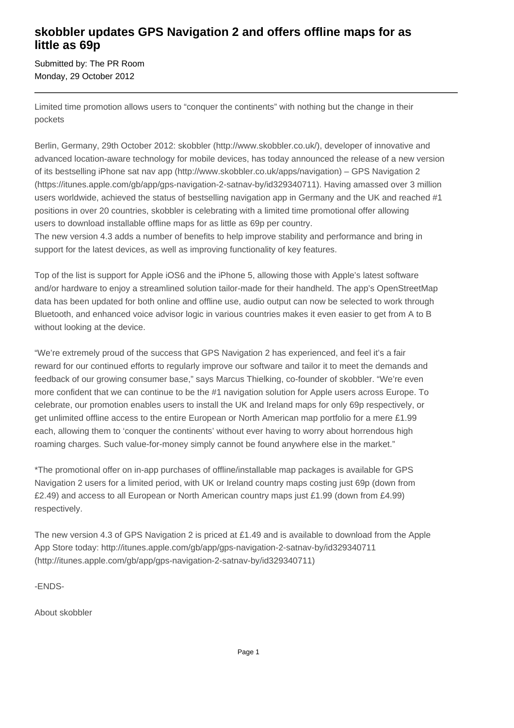# skobbler updates GPS Navigation 2 and offers offline maps for as little as 69p

Submitted by: The PR Room
Monday, 29 October 2012

---

Limited time promotion allows users to "conquer the continents" with nothing but the change in their pockets

Berlin, Germany, 29th October 2012: skobbler (http://www.skobbler.co.uk/), developer of innovative and advanced location-aware technology for mobile devices, has today announced the release of a new version of its bestselling iPhone sat nav app (http://www.skobbler.co.uk/apps/navigation) – GPS Navigation 2 (https://itunes.apple.com/gb/app/gps-navigation-2-satnav-by/id329340711). Having amassed over 3 million users worldwide, achieved the status of bestselling navigation app in Germany and the UK and reached #1 positions in over 20 countries, skobbler is celebrating with a limited time promotional offer allowing users to download installable offline maps for as little as 69p per country.
The new version 4.3 adds a number of benefits to help improve stability and performance and bring in support for the latest devices, as well as improving functionality of key features.

Top of the list is support for Apple iOS6 and the iPhone 5, allowing those with Apple's latest software and/or hardware to enjoy a streamlined solution tailor-made for their handheld. The app's OpenStreetMap data has been updated for both online and offline use, audio output can now be selected to work through Bluetooth, and enhanced voice advisor logic in various countries makes it even easier to get from A to B without looking at the device.

"We're extremely proud of the success that GPS Navigation 2 has experienced, and feel it's a fair reward for our continued efforts to regularly improve our software and tailor it to meet the demands and feedback of our growing consumer base," says Marcus Thielking, co-founder of skobbler. "We're even more confident that we can continue to be the #1 navigation solution for Apple users across Europe. To celebrate, our promotion enables users to install the UK and Ireland maps for only 69p respectively, or get unlimited offline access to the entire European or North American map portfolio for a mere £1.99 each, allowing them to 'conquer the continents' without ever having to worry about horrendous high roaming charges. Such value-for-money simply cannot be found anywhere else in the market."

*The promotional offer on in-app purchases of offline/installable map packages is available for GPS Navigation 2 users for a limited period, with UK or Ireland country maps costing just 69p (down from £2.49) and access to all European or North American country maps just £1.99 (down from £4.99) respectively.

The new version 4.3 of GPS Navigation 2 is priced at £1.49 and is available to download from the Apple App Store today: http://itunes.apple.com/gb/app/gps-navigation-2-satnav-by/id329340711 (http://itunes.apple.com/gb/app/gps-navigation-2-satnav-by/id329340711)

-ENDS-

About skobbler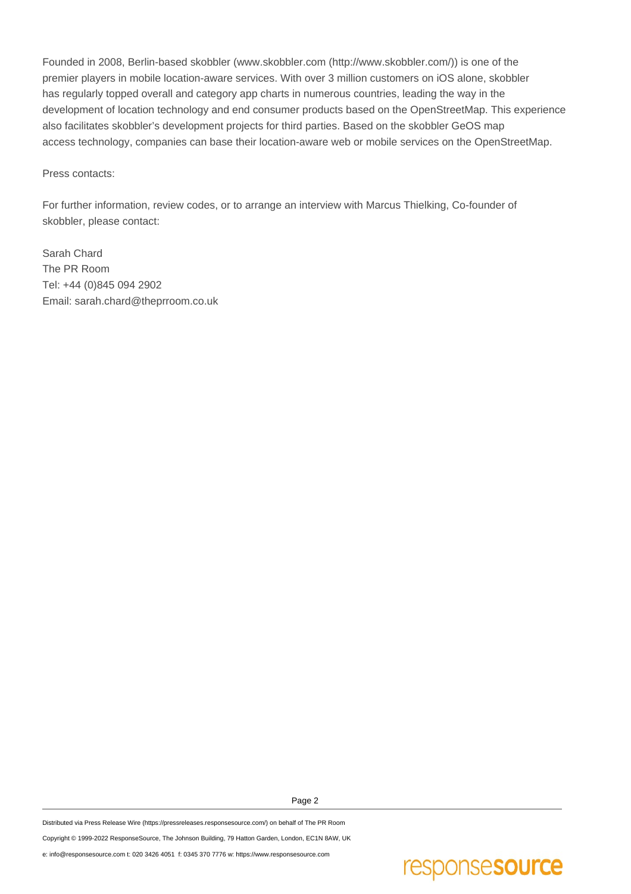Founded in 2008, Berlin-based skobbler (www.skobbler.com (http://www.skobbler.com/)) is one of the premier players in mobile location-aware services. With over 3 million customers on iOS alone, skobbler has regularly topped overall and category app charts in numerous countries, leading the way in the development of location technology and end consumer products based on the OpenStreetMap. This experience also facilitates skobbler's development projects for third parties. Based on the skobbler GeOS map access technology, companies can base their location-aware web or mobile services on the OpenStreetMap.

Press contacts:

For further information, review codes, or to arrange an interview with Marcus Thielking, Co-founder of skobbler, please contact:

Sarah Chard
The PR Room
Tel: +44 (0)845 094 2902
Email: sarah.chard@theprroom.co.uk